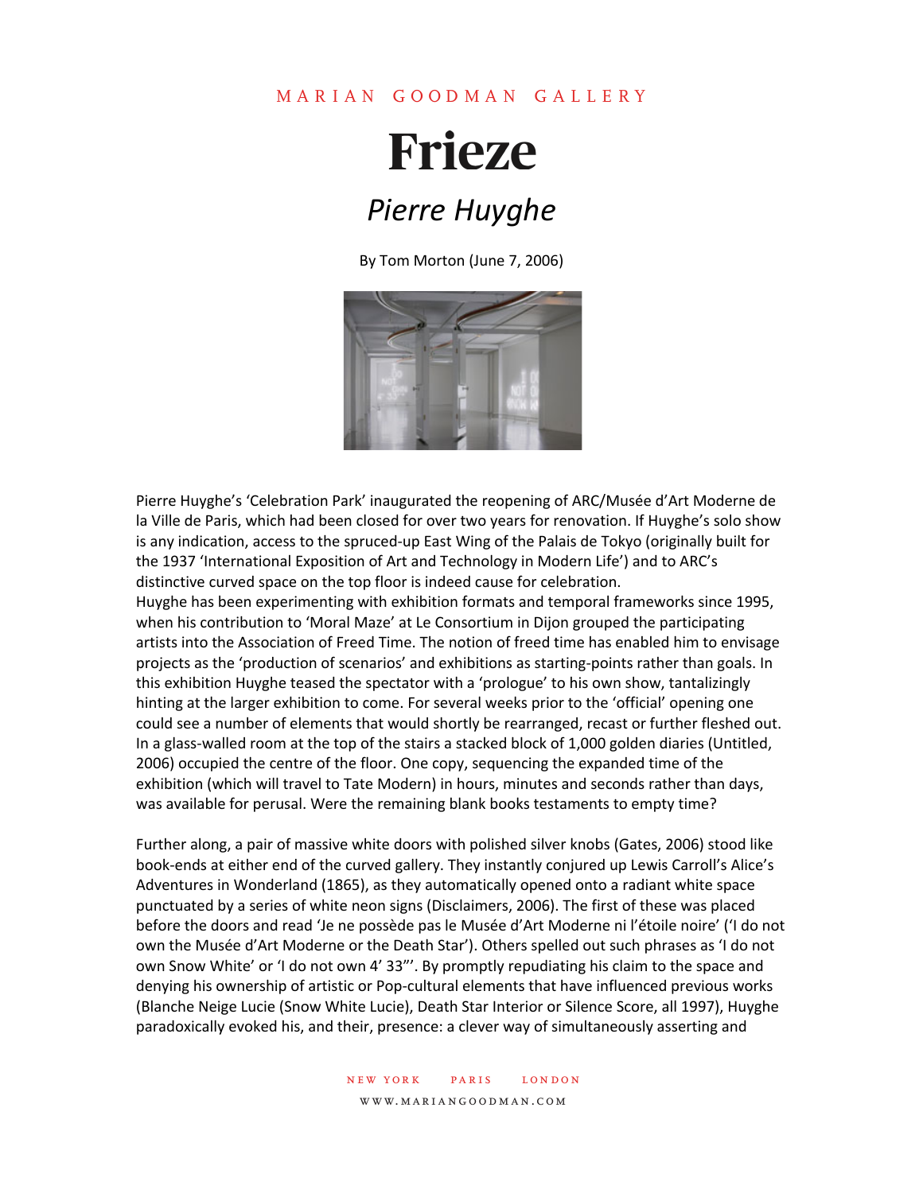MARIAN GOODMAN GALLERY

# Frieze

## *Pierre Huyghe*

By Tom Morton (June 7, 2006)

Pierre Huyghe's 'Celebration Park' inaugurated the reopening of ARC/Musée d'Art Moderne de la Ville de Paris, which had been closed for over two years for renovation. If Huyghe's solo show is any indication, access to the spruced-up East Wing of the Palais de Tokyo (originally built for the 1937 'International Exposition of Art and Technology in Modern Life') and to ARC's distinctive curved space on the top floor is indeed cause for celebration.
Huyghe has been experimenting with exhibition formats and temporal frameworks since 1995, when his contribution to 'Moral Maze' at Le Consortium in Dijon grouped the participating artists into the Association of Freed Time. The notion of freed time has enabled him to envisage projects as the 'production of scenarios' and exhibitions as starting-points rather than goals. In this exhibition Huyghe teased the spectator with a 'prologue' to his own show, tantalizingly hinting at the larger exhibition to come. For several weeks prior to the 'official' opening one could see a number of elements that would shortly be rearranged, recast or further fleshed out. In a glass-walled room at the top of the stairs a stacked block of 1,000 golden diaries (Untitled, 2006) occupied the centre of the floor. One copy, sequencing the expanded time of the exhibition (which will travel to Tate Modern) in hours, minutes and seconds rather than days, was available for perusal. Were the remaining blank books testaments to empty time?

Further along, a pair of massive white doors with polished silver knobs (Gates, 2006) stood like book-ends at either end of the curved gallery. They instantly conjured up Lewis Carroll's Alice's Adventures in Wonderland (1865), as they automatically opened onto a radiant white space punctuated by a series of white neon signs (Disclaimers, 2006). The first of these was placed before the doors and read 'Je ne possède pas le Musée d'Art Moderne ni l'étoile noire' ('I do not own the Musée d'Art Moderne or the Death Star'). Others spelled out such phrases as 'I do not own Snow White' or 'I do not own 4' 33"'. By promptly repudiating his claim to the space and denying his ownership of artistic or Pop-cultural elements that have influenced previous works (Blanche Neige Lucie (Snow White Lucie), Death Star Interior or Silence Score, all 1997), Huyghe paradoxically evoked his, and their, presence: a clever way of simultaneously asserting and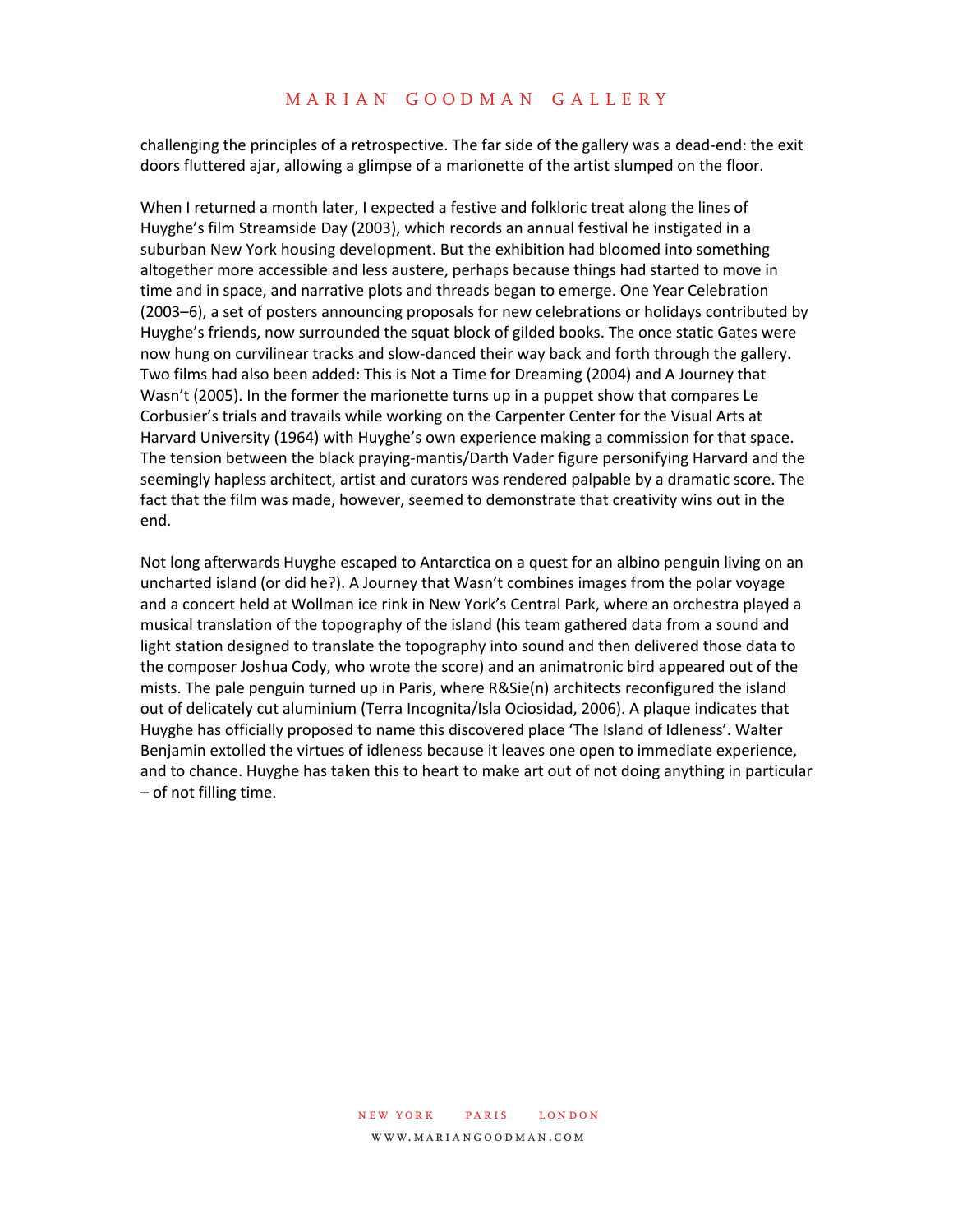challenging the principles of a retrospective. The far side of the gallery was a dead-end: the exit doors fluttered ajar, allowing a glimpse of a marionette of the artist slumped on the floor.

When I returned a month later, I expected a festive and folkloric treat along the lines of Huyghe's film Streamside Day (2003), which records an annual festival he instigated in a suburban New York housing development. But the exhibition had bloomed into something altogether more accessible and less austere, perhaps because things had started to move in time and in space, and narrative plots and threads began to emerge. One Year Celebration (2003–6), a set of posters announcing proposals for new celebrations or holidays contributed by Huyghe's friends, now surrounded the squat block of gilded books. The once static Gates were now hung on curvilinear tracks and slow-danced their way back and forth through the gallery. Two films had also been added: This is Not a Time for Dreaming (2004) and A Journey that Wasn't (2005). In the former the marionette turns up in a puppet show that compares Le Corbusier's trials and travails while working on the Carpenter Center for the Visual Arts at Harvard University (1964) with Huyghe's own experience making a commission for that space. The tension between the black praying-mantis/Darth Vader figure personifying Harvard and the seemingly hapless architect, artist and curators was rendered palpable by a dramatic score. The fact that the film was made, however, seemed to demonstrate that creativity wins out in the end.

Not long afterwards Huyghe escaped to Antarctica on a quest for an albino penguin living on an uncharted island (or did he?). A Journey that Wasn't combines images from the polar voyage and a concert held at Wollman ice rink in New York's Central Park, where an orchestra played a musical translation of the topography of the island (his team gathered data from a sound and light station designed to translate the topography into sound and then delivered those data to the composer Joshua Cody, who wrote the score) and an animatronic bird appeared out of the mists. The pale penguin turned up in Paris, where R&Sie(n) architects reconfigured the island out of delicately cut aluminium (Terra Incognita/Isla Ociosidad, 2006). A plaque indicates that Huyghe has officially proposed to name this discovered place 'The Island of Idleness'. Walter Benjamin extolled the virtues of idleness because it leaves one open to immediate experience, and to chance. Huyghe has taken this to heart to make art out of not doing anything in particular – of not filling time.